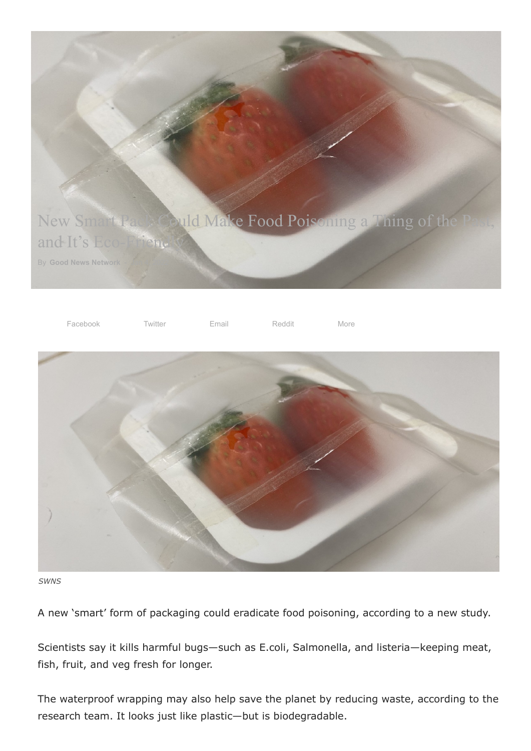# New Smart Pack Could Make Food Poisoning a Thing of the Past, and It's Eco-Friendly

By Good News Network

Facebook Twitter Email Reddit More

SWNS

A new 'smart' form of packaging could eradicate food poisoning, according to a new study.

Scientists say it kills harmful bugs—such as E.coli, Salmonella, and listeria—keeping meat, fish, fruit, and veg fresh for longer.

The waterproof wrapping may also help save the planet by reducing waste, according to the research team. It looks just like plastic—but is biodegradable.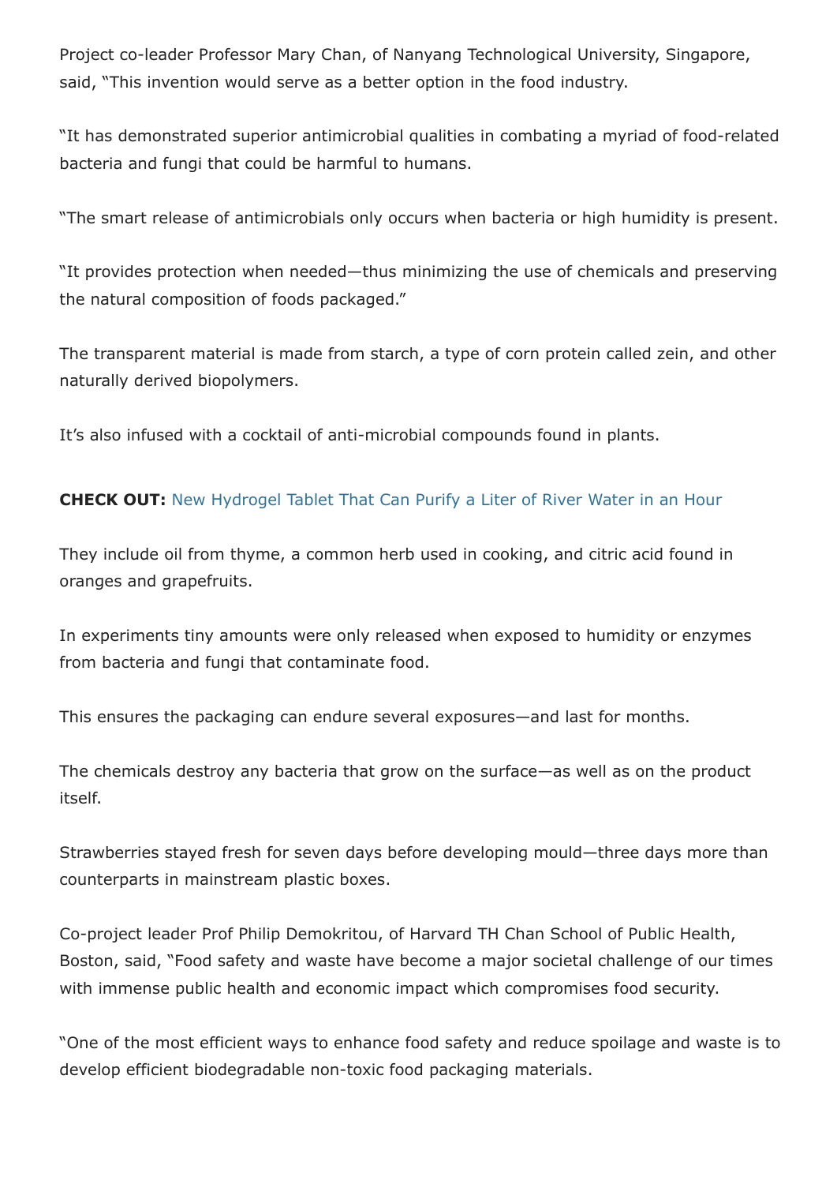Project co-leader Professor Mary Chan, of Nanyang Technological University, Singapore, said, "This invention would serve as a better option in the food industry.

"It has demonstrated superior antimicrobial qualities in combating a myriad of food-related bacteria and fungi that could be harmful to humans.

"The smart release of antimicrobials only occurs when bacteria or high humidity is present.

"It provides protection when needed—thus minimizing the use of chemicals and preserving the natural composition of foods packaged."

The transparent material is made from starch, a type of corn protein called zein, and other naturally derived biopolymers.

It's also infused with a cocktail of anti-microbial compounds found in plants.

**CHECK OUT:** New Hydrogel Tablet That Can Purify a Liter of River Water in an Hour

They include oil from thyme, a common herb used in cooking, and citric acid found in oranges and grapefruits.

In experiments tiny amounts were only released when exposed to humidity or enzymes from bacteria and fungi that contaminate food.

This ensures the packaging can endure several exposures—and last for months.

The chemicals destroy any bacteria that grow on the surface—as well as on the product itself.

Strawberries stayed fresh for seven days before developing mould—three days more than counterparts in mainstream plastic boxes.

Co-project leader Prof Philip Demokritou, of Harvard TH Chan School of Public Health, Boston, said, "Food safety and waste have become a major societal challenge of our times with immense public health and economic impact which compromises food security.

"One of the most efficient ways to enhance food safety and reduce spoilage and waste is to develop efficient biodegradable non-toxic food packaging materials.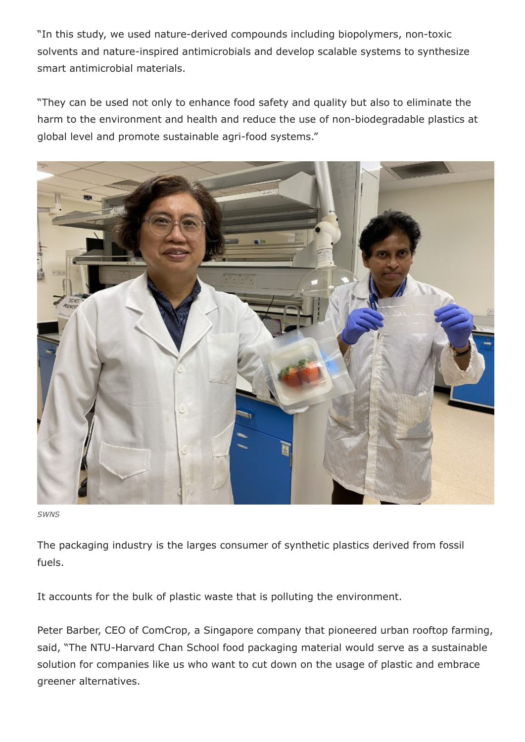"In this study, we used nature-derived compounds including biopolymers, non-toxic solvents and nature-inspired antimicrobials and develop scalable systems to synthesize smart antimicrobial materials.

"They can be used not only to enhance food safety and quality but also to eliminate the harm to the environment and health and reduce the use of non-biodegradable plastics at global level and promote sustainable agri-food systems."

*SWNS*

The packaging industry is the larges consumer of synthetic plastics derived from fossil fuels.

It accounts for the bulk of plastic waste that is polluting the environment.

Peter Barber, CEO of ComCrop, a Singapore company that pioneered urban rooftop farming, said, "The NTU-Harvard Chan School food packaging material would serve as a sustainable solution for companies like us who want to cut down on the usage of plastic and embrace greener alternatives.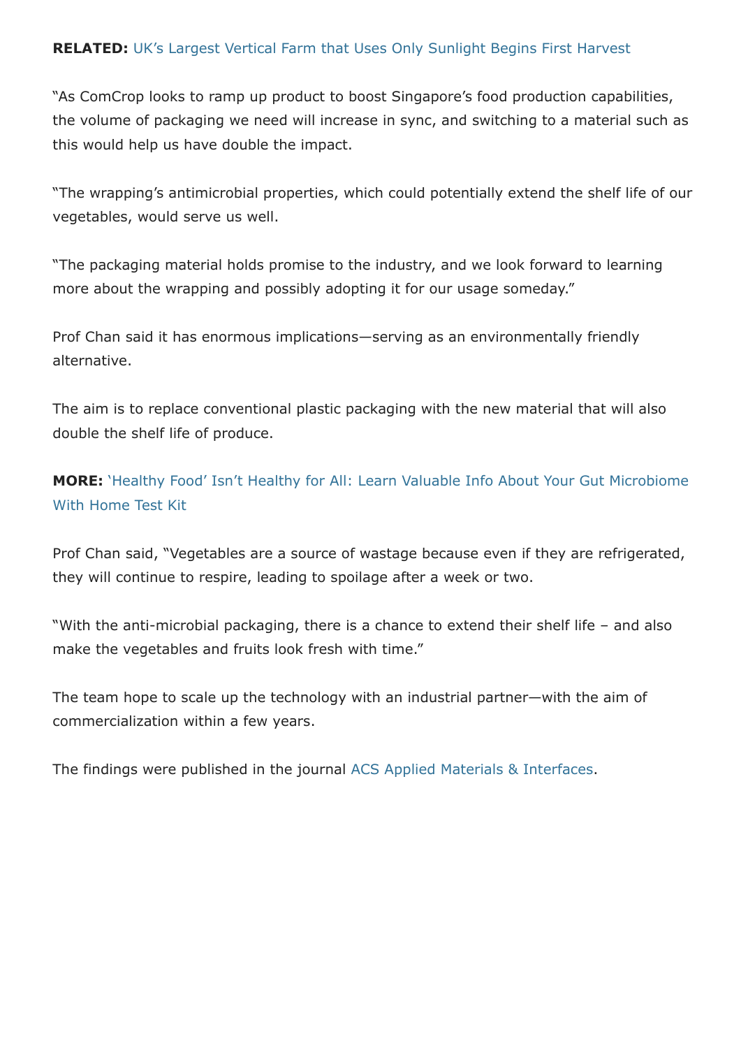**RELATED:** UK's Largest Vertical Farm that Uses Only Sunlight Begins First Harvest

"As ComCrop looks to ramp up product to boost Singapore's food production capabilities, the volume of packaging we need will increase in sync, and switching to a material such as this would help us have double the impact.

"The wrapping's antimicrobial properties, which could potentially extend the shelf life of our vegetables, would serve us well.

"The packaging material holds promise to the industry, and we look forward to learning more about the wrapping and possibly adopting it for our usage someday."

Prof Chan said it has enormous implications—serving as an environmentally friendly alternative.

The aim is to replace conventional plastic packaging with the new material that will also double the shelf life of produce.

**MORE:** 'Healthy Food' Isn't Healthy for All: Learn Valuable Info About Your Gut Microbiome With Home Test Kit

Prof Chan said, "Vegetables are a source of wastage because even if they are refrigerated, they will continue to respire, leading to spoilage after a week or two.

"With the anti-microbial packaging, there is a chance to extend their shelf life – and also make the vegetables and fruits look fresh with time."

The team hope to scale up the technology with an industrial partner—with the aim of commercialization within a few years.

The findings were published in the journal ACS Applied Materials & Interfaces.